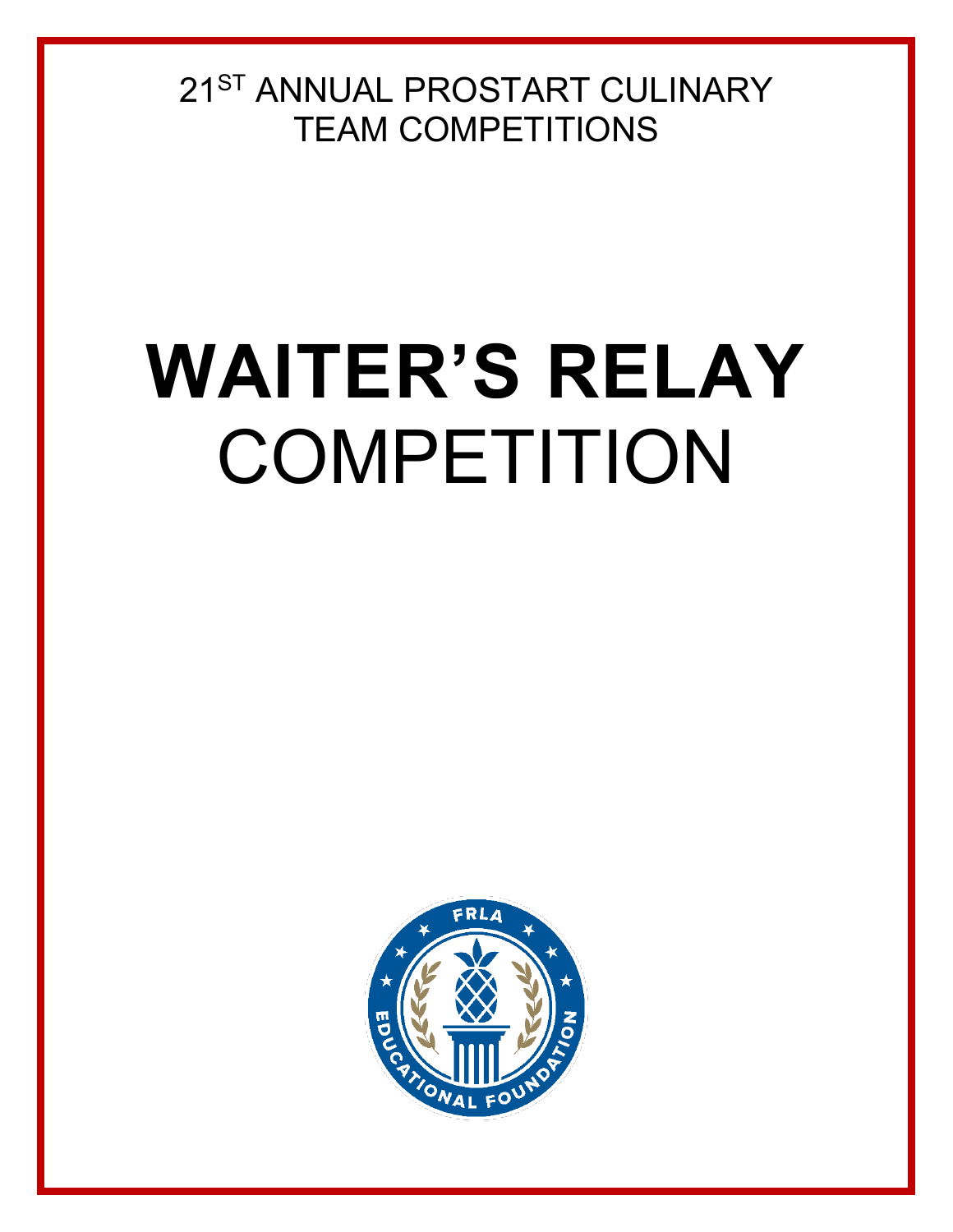21ST ANNUAL PROSTART CULINARY TEAM COMPETITIONS

# WAITER'S RELAY COMPETITION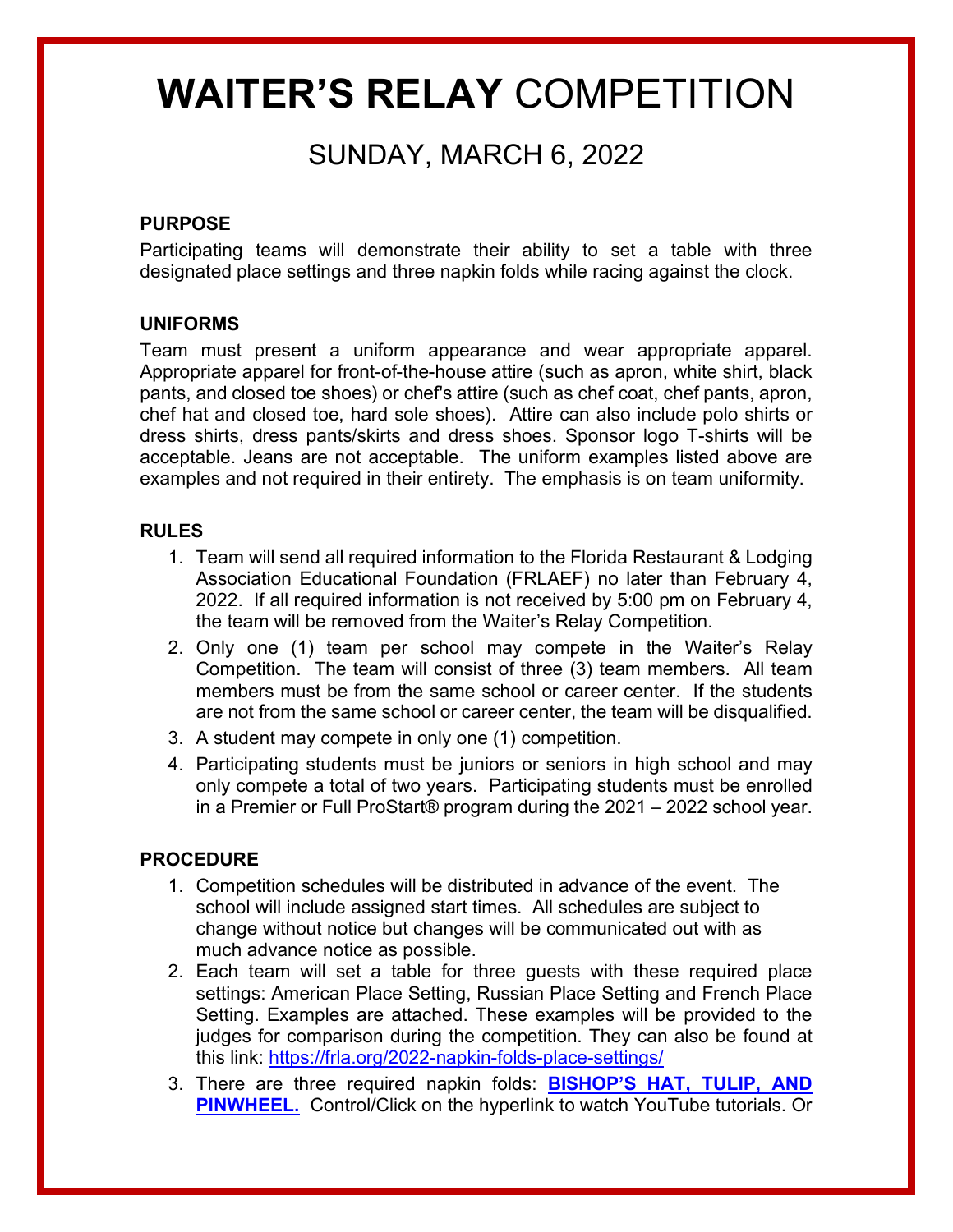# **WAITER'S RELAY** COMPETITION

## SUNDAY, MARCH 6, 2022

### PURPOSE

Participating teams will demonstrate their ability to set a table with three designated place settings and three napkin folds while racing against the clock.

### UNIFORMS

Team must present a uniform appearance and wear appropriate apparel. Appropriate apparel for front-of-the-house attire (such as apron, white shirt, black pants, and closed toe shoes) or chef's attire (such as chef coat, chef pants, apron, chef hat and closed toe, hard sole shoes). Attire can also include polo shirts or dress shirts, dress pants/skirts and dress shoes. Sponsor logo T-shirts will be acceptable. Jeans are not acceptable. The uniform examples listed above are examples and not required in their entirety. The emphasis is on team uniformity.

### RULES

1. Team will send all required information to the Florida Restaurant & Lodging Association Educational Foundation (FRLAEF) no later than February 4, 2022. If all required information is not received by 5:00 pm on February 4, the team will be removed from the Waiter's Relay Competition.
2. Only one (1) team per school may compete in the Waiter's Relay Competition. The team will consist of three (3) team members. All team members must be from the same school or career center. If the students are not from the same school or career center, the team will be disqualified.
3. A student may compete in only one (1) competition.
4. Participating students must be juniors or seniors in high school and may only compete a total of two years. Participating students must be enrolled in a Premier or Full ProStart® program during the 2021 – 2022 school year.

### PROCEDURE

1. Competition schedules will be distributed in advance of the event. The school will include assigned start times. All schedules are subject to change without notice but changes will be communicated out with as much advance notice as possible.
2. Each team will set a table for three guests with these required place settings: American Place Setting, Russian Place Setting and French Place Setting. Examples are attached. These examples will be provided to the judges for comparison during the competition. They can also be found at this link: https://frla.org/2022-napkin-folds-place-settings/
3. There are three required napkin folds: **BISHOP'S HAT, TULIP, AND PINWHEEL.** Control/Click on the hyperlink to watch YouTube tutorials. Or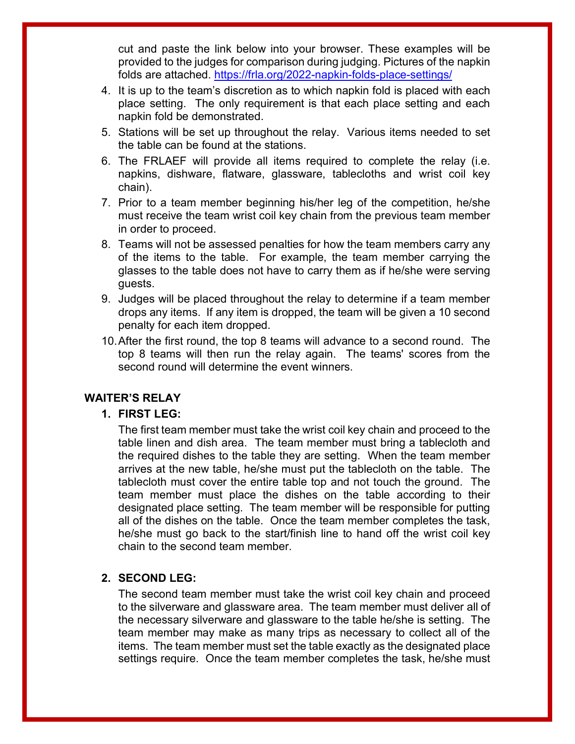cut and paste the link below into your browser. These examples will be provided to the judges for comparison during judging. Pictures of the napkin folds are attached. https://frla.org/2022-napkin-folds-place-settings/

4. It is up to the team's discretion as to which napkin fold is placed with each place setting. The only requirement is that each place setting and each napkin fold be demonstrated.
5. Stations will be set up throughout the relay. Various items needed to set the table can be found at the stations.
6. The FRLAEF will provide all items required to complete the relay (i.e. napkins, dishware, flatware, glassware, tablecloths and wrist coil key chain).
7. Prior to a team member beginning his/her leg of the competition, he/she must receive the team wrist coil key chain from the previous team member in order to proceed.
8. Teams will not be assessed penalties for how the team members carry any of the items to the table. For example, the team member carrying the glasses to the table does not have to carry them as if he/she were serving guests.
9. Judges will be placed throughout the relay to determine if a team member drops any items. If any item is dropped, the team will be given a 10 second penalty for each item dropped.
10. After the first round, the top 8 teams will advance to a second round. The top 8 teams will then run the relay again. The teams' scores from the second round will determine the event winners.

## WAITER'S RELAY

1. **FIRST LEG:**

   The first team member must take the wrist coil key chain and proceed to the table linen and dish area. The team member must bring a tablecloth and the required dishes to the table they are setting. When the team member arrives at the new table, he/she must put the tablecloth on the table. The tablecloth must cover the entire table top and not touch the ground. The team member must place the dishes on the table according to their designated place setting. The team member will be responsible for putting all of the dishes on the table. Once the team member completes the task, he/she must go back to the start/finish line to hand off the wrist coil key chain to the second team member.

2. **SECOND LEG:**

   The second team member must take the wrist coil key chain and proceed to the silverware and glassware area. The team member must deliver all of the necessary silverware and glassware to the table he/she is setting. The team member may make as many trips as necessary to collect all of the items. The team member must set the table exactly as the designated place settings require. Once the team member completes the task, he/she must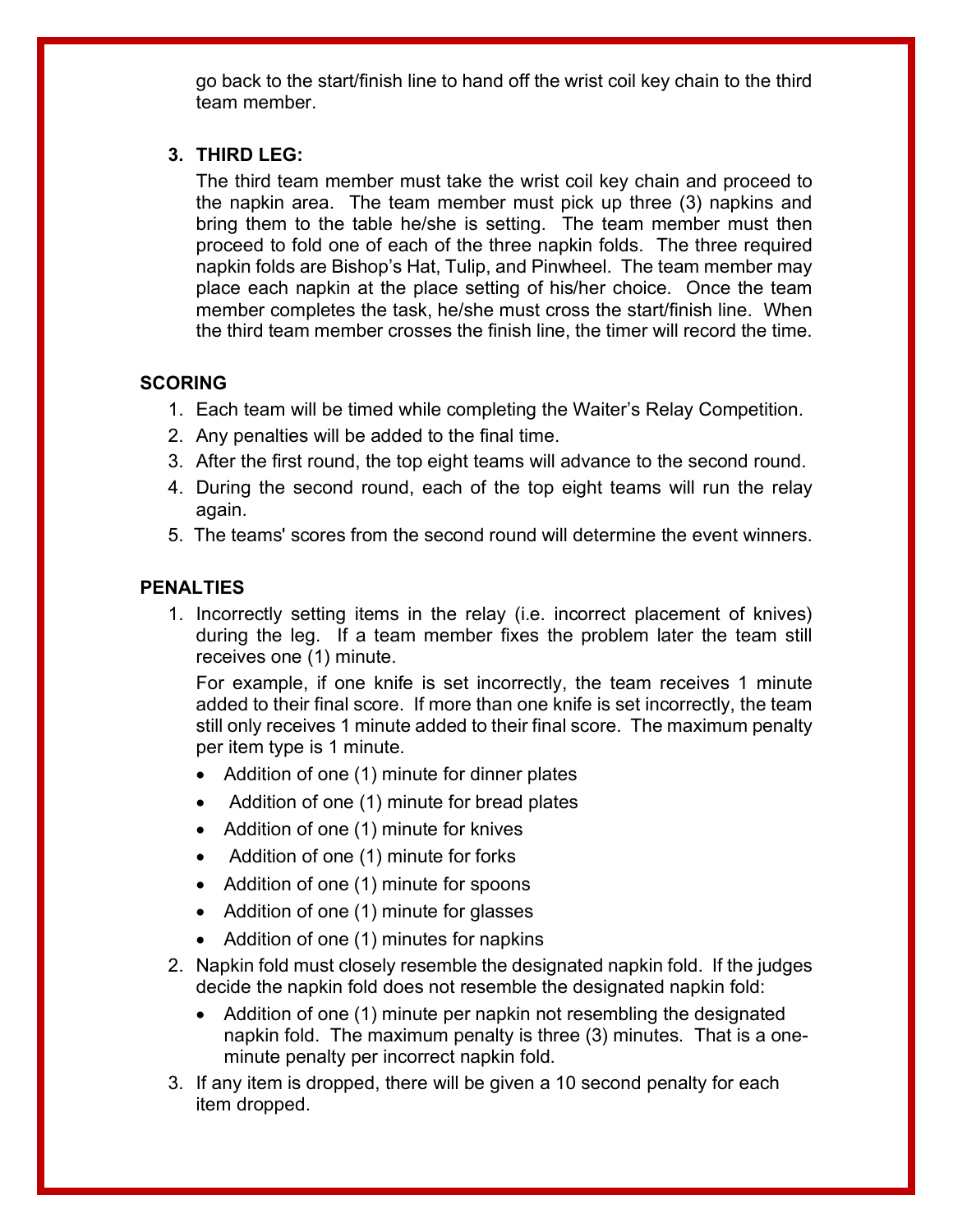go back to the start/finish line to hand off the wrist coil key chain to the third team member.

3. **THIRD LEG:**

   The third team member must take the wrist coil key chain and proceed to the napkin area. The team member must pick up three (3) napkins and bring them to the table he/she is setting. The team member must then proceed to fold one of each of the three napkin folds. The three required napkin folds are Bishop's Hat, Tulip, and Pinwheel. The team member may place each napkin at the place setting of his/her choice. Once the team member completes the task, he/she must cross the start/finish line. When the third team member crosses the finish line, the timer will record the time.

**SCORING**

1. Each team will be timed while completing the Waiter's Relay Competition.
2. Any penalties will be added to the final time.
3. After the first round, the top eight teams will advance to the second round.
4. During the second round, each of the top eight teams will run the relay again.
5. The teams' scores from the second round will determine the event winners.

**PENALTIES**

1. Incorrectly setting items in the relay (i.e. incorrect placement of knives) during the leg. If a team member fixes the problem later the team still receives one (1) minute.

   For example, if one knife is set incorrectly, the team receives 1 minute added to their final score. If more than one knife is set incorrectly, the team still only receives 1 minute added to their final score. The maximum penalty per item type is 1 minute.

   - Addition of one (1) minute for dinner plates
   - Addition of one (1) minute for bread plates
   - Addition of one (1) minute for knives
   - Addition of one (1) minute for forks
   - Addition of one (1) minute for spoons
   - Addition of one (1) minute for glasses
   - Addition of one (1) minutes for napkins
2. Napkin fold must closely resemble the designated napkin fold. If the judges decide the napkin fold does not resemble the designated napkin fold:
   - Addition of one (1) minute per napkin not resembling the designated napkin fold. The maximum penalty is three (3) minutes. That is a one-minute penalty per incorrect napkin fold.
3. If any item is dropped, there will be given a 10 second penalty for each item dropped.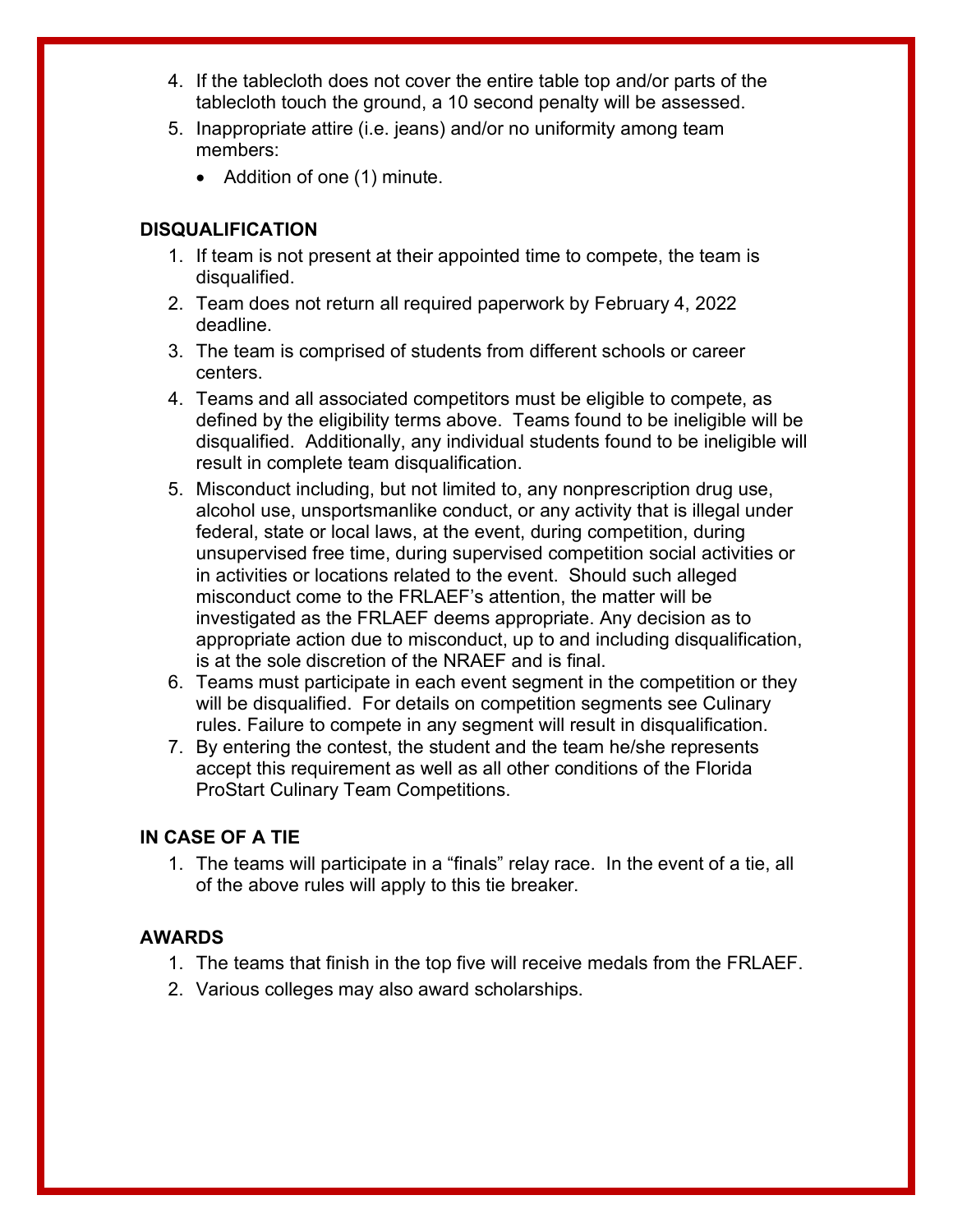4. If the tablecloth does not cover the entire table top and/or parts of the tablecloth touch the ground, a 10 second penalty will be assessed.
5. Inappropriate attire (i.e. jeans) and/or no uniformity among team members:
   - Addition of one (1) minute.

### DISQUALIFICATION

1. If team is not present at their appointed time to compete, the team is disqualified.
2. Team does not return all required paperwork by February 4, 2022 deadline.
3. The team is comprised of students from different schools or career centers.
4. Teams and all associated competitors must be eligible to compete, as defined by the eligibility terms above. Teams found to be ineligible will be disqualified. Additionally, any individual students found to be ineligible will result in complete team disqualification.
5. Misconduct including, but not limited to, any nonprescription drug use, alcohol use, unsportsmanlike conduct, or any activity that is illegal under federal, state or local laws, at the event, during competition, during unsupervised free time, during supervised competition social activities or in activities or locations related to the event. Should such alleged misconduct come to the FRLAEF's attention, the matter will be investigated as the FRLAEF deems appropriate. Any decision as to appropriate action due to misconduct, up to and including disqualification, is at the sole discretion of the NRAEF and is final.
6. Teams must participate in each event segment in the competition or they will be disqualified. For details on competition segments see Culinary rules. Failure to compete in any segment will result in disqualification.
7. By entering the contest, the student and the team he/she represents accept this requirement as well as all other conditions of the Florida ProStart Culinary Team Competitions.

### IN CASE OF A TIE

1. The teams will participate in a "finals" relay race. In the event of a tie, all of the above rules will apply to this tie breaker.

### AWARDS

1. The teams that finish in the top five will receive medals from the FRLAEF.
2. Various colleges may also award scholarships.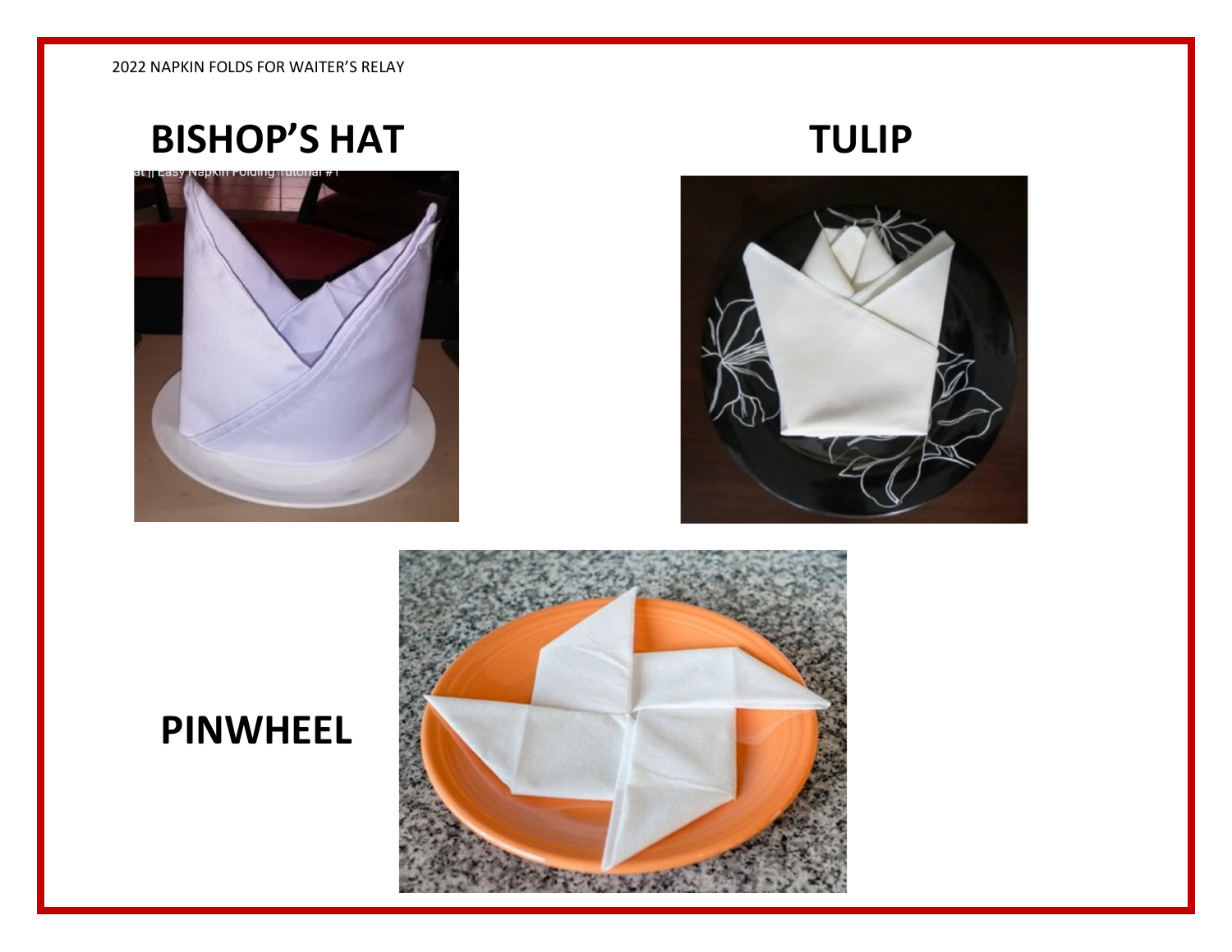2022 NAPKIN FOLDS FOR WAITER'S RELAY

## BISHOP'S HAT

## TULIP

## PINWHEEL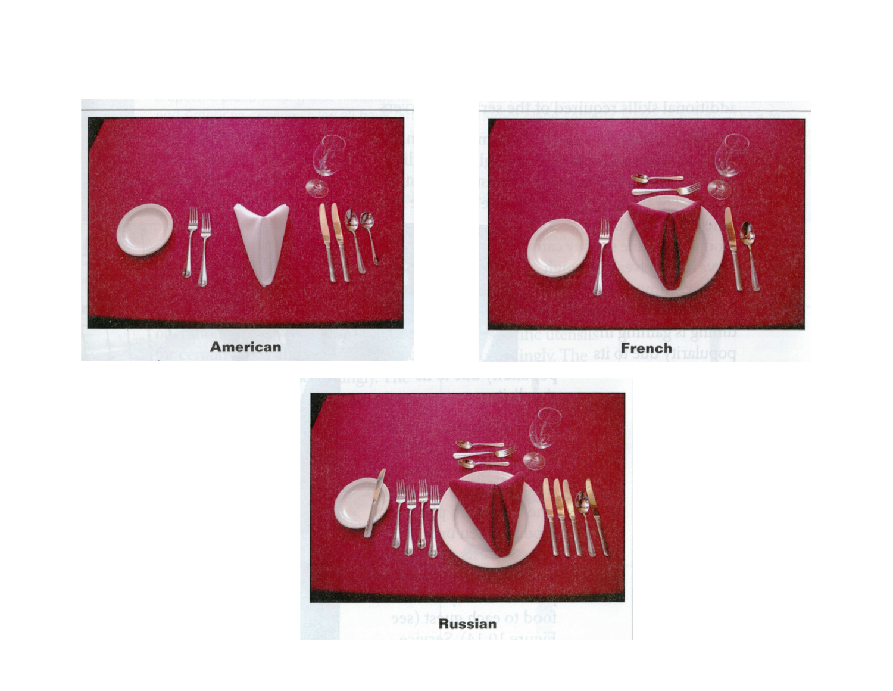American

French

Russian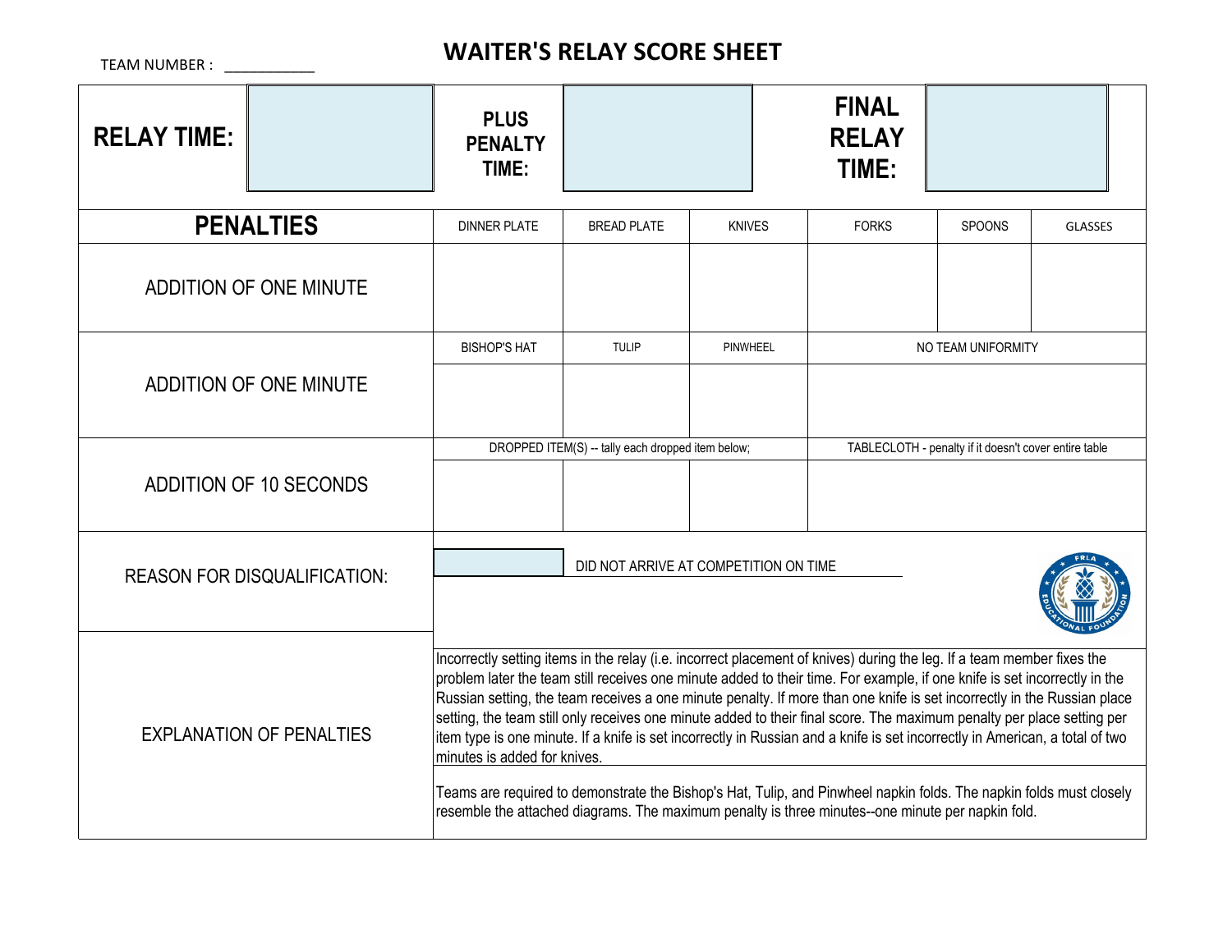TEAM NUMBER : ___________

# WAITER'S RELAY SCORE SHEET

| | | | | | | |
|---|---|---|---|---|---|---|
| **RELAY TIME:** | | **PLUS PENALTY TIME:** | | **FINAL RELAY TIME:** | | |
| **PENALTIES** | DINNER PLATE | BREAD PLATE | KNIVES | FORKS | SPOONS | GLASSES |
| ADDITION OF ONE MINUTE | | | | | | |
| | BISHOP'S HAT | TULIP | PINWHEEL | NO TEAM UNIFORMITY | | |
| ADDITION OF ONE MINUTE | | | | | | |
| | DROPPED ITEM(S) -- tally each dropped item below; | | | TABLECLOTH - penalty if it doesn't cover entire table | | |
| ADDITION OF 10 SECONDS | | | | | | |
| REASON FOR DISQUALIFICATION: | | DID NOT ARRIVE AT COMPETITION ON TIME | | | | |
| EXPLANATION OF PENALTIES | Incorrectly setting items in the relay (i.e. incorrect placement of knives) during the leg. If a team member fixes the problem later the team still receives one minute added to their time. For example, if one knife is set incorrectly in the Russian setting, the team receives a one minute penalty. If more than one knife is set incorrectly in the Russian place setting, the team still only receives one minute added to their final score. The maximum penalty per place setting per item type is one minute. If a knife is set incorrectly in Russian and a knife is set incorrectly in American, a total of two minutes is added for knives. | | | | | |
| | Teams are required to demonstrate the Bishop's Hat, Tulip, and Pinwheel napkin folds. The napkin folds must closely resemble the attached diagrams. The maximum penalty is three minutes--one minute per napkin fold. | | | | | |